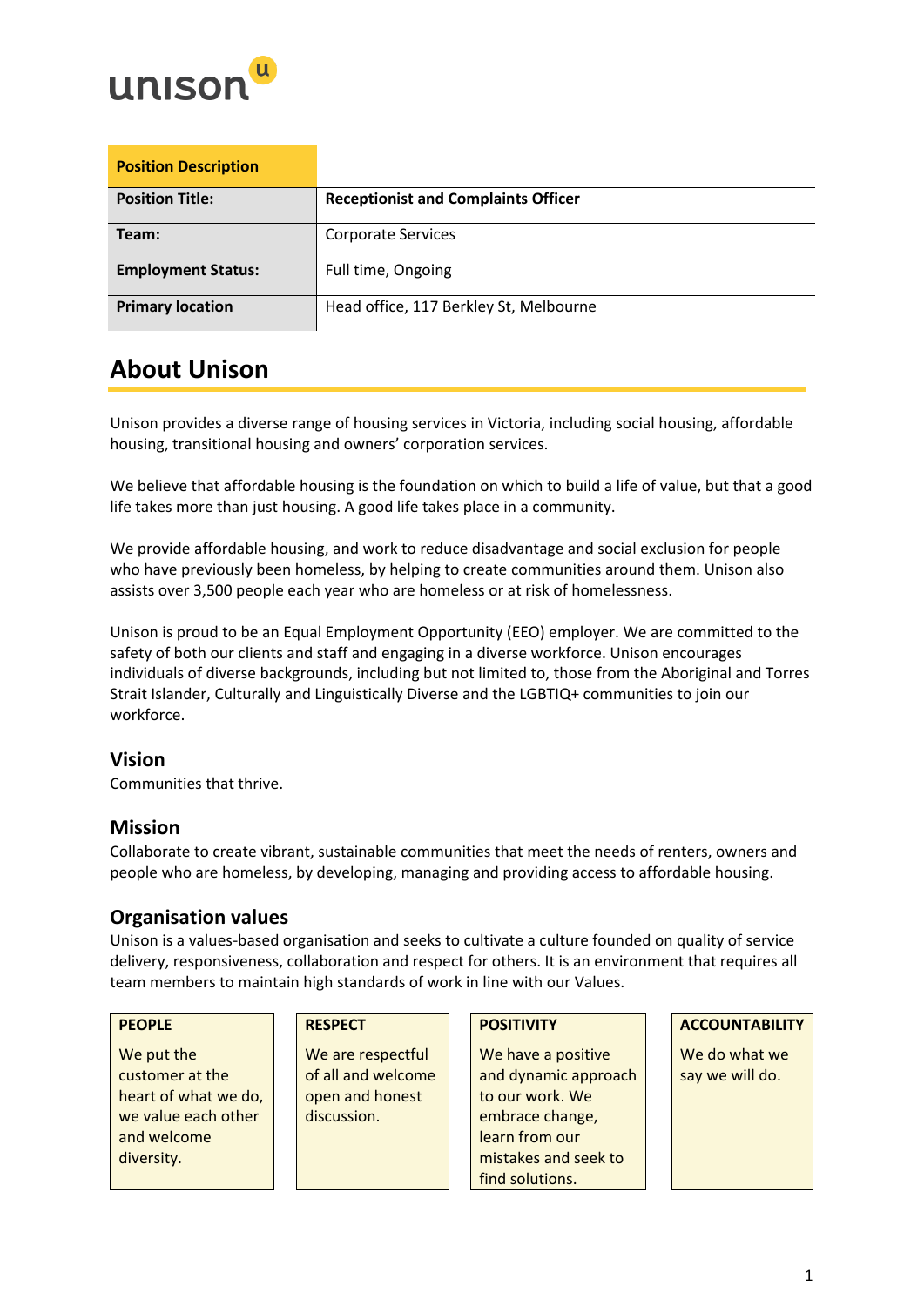unison

| Position Description | |
|---|---|
| **Position Title:** | **Receptionist and Complaints Officer** |
| **Team:** | Corporate Services |
| **Employment Status:** | Full time, Ongoing |
| **Primary location** | Head office, 117 Berkley St, Melbourne |

# About Unison

Unison provides a diverse range of housing services in Victoria, including social housing, affordable housing, transitional housing and owners' corporation services.

We believe that affordable housing is the foundation on which to build a life of value, but that a good life takes more than just housing. A good life takes place in a community.

We provide affordable housing, and work to reduce disadvantage and social exclusion for people who have previously been homeless, by helping to create communities around them. Unison also assists over 3,500 people each year who are homeless or at risk of homelessness.

Unison is proud to be an Equal Employment Opportunity (EEO) employer. We are committed to the safety of both our clients and staff and engaging in a diverse workforce. Unison encourages individuals of diverse backgrounds, including but not limited to, those from the Aboriginal and Torres Strait Islander, Culturally and Linguistically Diverse and the LGBTIQ+ communities to join our workforce.

## Vision

Communities that thrive.

## Mission

Collaborate to create vibrant, sustainable communities that meet the needs of renters, owners and people who are homeless, by developing, managing and providing access to affordable housing.

## Organisation values

Unison is a values-based organisation and seeks to cultivate a culture founded on quality of service delivery, responsiveness, collaboration and respect for others. It is an environment that requires all team members to maintain high standards of work in line with our Values.

| PEOPLE | RESPECT | POSITIVITY | ACCOUNTABILITY |
|---|---|---|---|
| We put the customer at the heart of what we do, we value each other and welcome diversity. | We are respectful of all and welcome open and honest discussion. | We have a positive and dynamic approach to our work. We embrace change, learn from our mistakes and seek to find solutions. | We do what we say we will do. |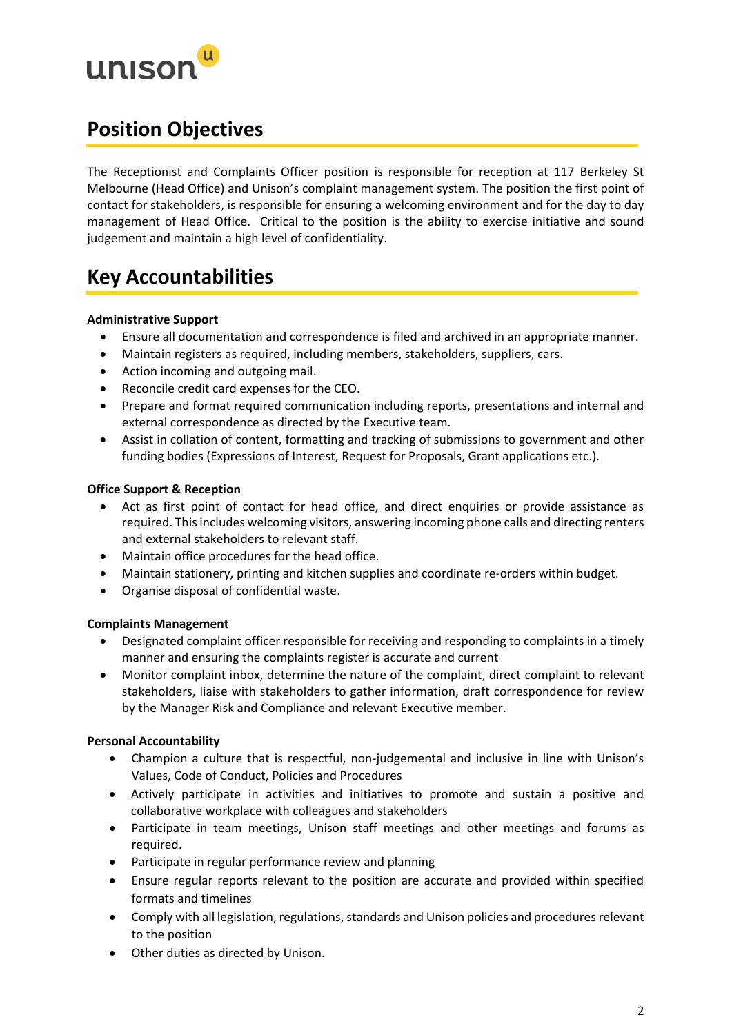## Position Objectives

The Receptionist and Complaints Officer position is responsible for reception at 117 Berkeley St Melbourne (Head Office) and Unison's complaint management system. The position the first point of contact for stakeholders, is responsible for ensuring a welcoming environment and for the day to day management of Head Office. Critical to the position is the ability to exercise initiative and sound judgement and maintain a high level of confidentiality.

## Key Accountabilities

**Administrative Support**

- Ensure all documentation and correspondence is filed and archived in an appropriate manner.
- Maintain registers as required, including members, stakeholders, suppliers, cars.
- Action incoming and outgoing mail.
- Reconcile credit card expenses for the CEO.
- Prepare and format required communication including reports, presentations and internal and external correspondence as directed by the Executive team.
- Assist in collation of content, formatting and tracking of submissions to government and other funding bodies (Expressions of Interest, Request for Proposals, Grant applications etc.).

**Office Support & Reception**

- Act as first point of contact for head office, and direct enquiries or provide assistance as required. This includes welcoming visitors, answering incoming phone calls and directing renters and external stakeholders to relevant staff.
- Maintain office procedures for the head office.
- Maintain stationery, printing and kitchen supplies and coordinate re-orders within budget.
- Organise disposal of confidential waste.

**Complaints Management**

- Designated complaint officer responsible for receiving and responding to complaints in a timely manner and ensuring the complaints register is accurate and current
- Monitor complaint inbox, determine the nature of the complaint, direct complaint to relevant stakeholders, liaise with stakeholders to gather information, draft correspondence for review by the Manager Risk and Compliance and relevant Executive member.

**Personal Accountability**

- Champion a culture that is respectful, non-judgemental and inclusive in line with Unison's Values, Code of Conduct, Policies and Procedures
- Actively participate in activities and initiatives to promote and sustain a positive and collaborative workplace with colleagues and stakeholders
- Participate in team meetings, Unison staff meetings and other meetings and forums as required.
- Participate in regular performance review and planning
- Ensure regular reports relevant to the position are accurate and provided within specified formats and timelines
- Comply with all legislation, regulations, standards and Unison policies and procedures relevant to the position
- Other duties as directed by Unison.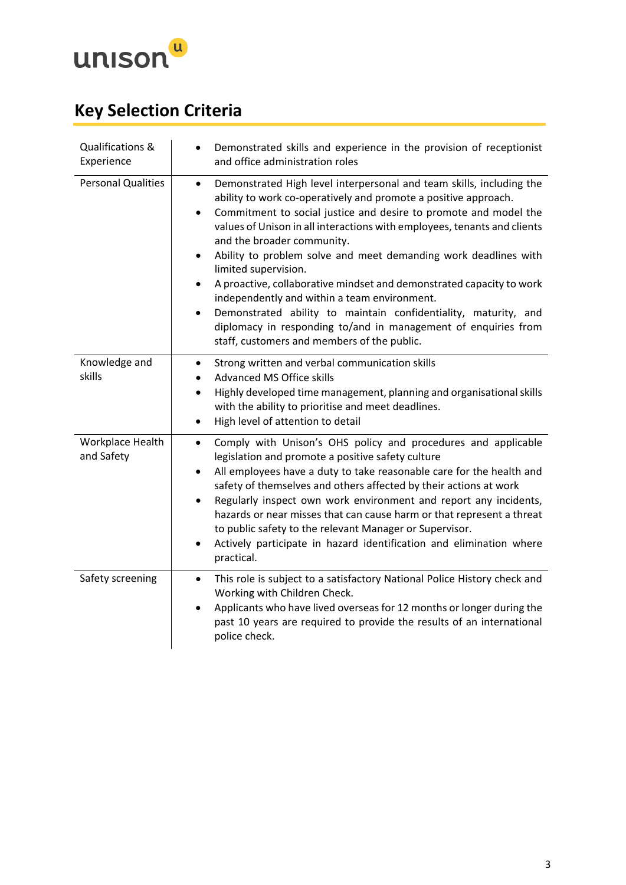unison

## Key Selection Criteria

| | |
|---|---|
| Qualifications & Experience | • Demonstrated skills and experience in the provision of receptionist and office administration roles |
| Personal Qualities | • Demonstrated High level interpersonal and team skills, including the ability to work co-operatively and promote a positive approach.<br>• Commitment to social justice and desire to promote and model the values of Unison in all interactions with employees, tenants and clients and the broader community.<br>• Ability to problem solve and meet demanding work deadlines with limited supervision.<br>• A proactive, collaborative mindset and demonstrated capacity to work independently and within a team environment.<br>• Demonstrated ability to maintain confidentiality, maturity, and diplomacy in responding to/and in management of enquiries from staff, customers and members of the public. |
| Knowledge and skills | • Strong written and verbal communication skills<br>• Advanced MS Office skills<br>• Highly developed time management, planning and organisational skills with the ability to prioritise and meet deadlines.<br>• High level of attention to detail |
| Workplace Health and Safety | • Comply with Unison's OHS policy and procedures and applicable legislation and promote a positive safety culture<br>• All employees have a duty to take reasonable care for the health and safety of themselves and others affected by their actions at work<br>• Regularly inspect own work environment and report any incidents, hazards or near misses that can cause harm or that represent a threat to public safety to the relevant Manager or Supervisor.<br>• Actively participate in hazard identification and elimination where practical. |
| Safety screening | • This role is subject to a satisfactory National Police History check and Working with Children Check.<br>• Applicants who have lived overseas for 12 months or longer during the past 10 years are required to provide the results of an international police check. |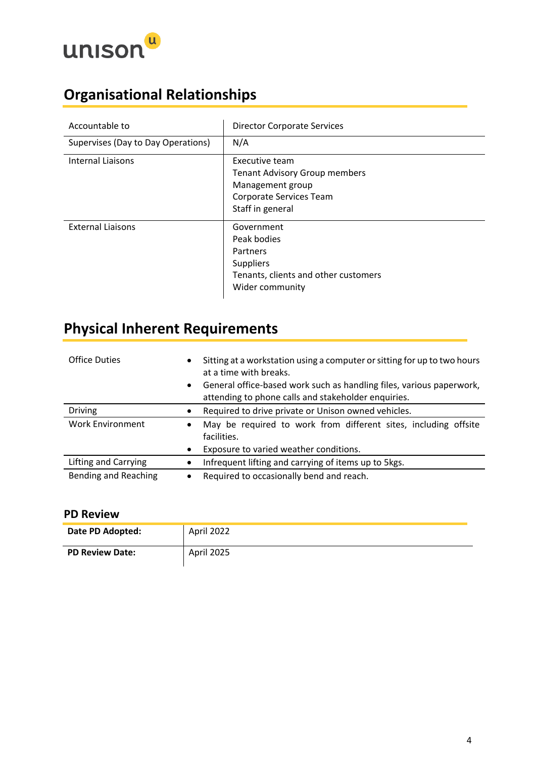## Organisational Relationships

| | |
|---|---|
| Accountable to | Director Corporate Services |
| Supervises (Day to Day Operations) | N/A |
| Internal Liaisons | Executive team<br>Tenant Advisory Group members<br>Management group<br>Corporate Services Team<br>Staff in general |
| External Liaisons | Government<br>Peak bodies<br>Partners<br>Suppliers<br>Tenants, clients and other customers<br>Wider community |

## Physical Inherent Requirements

| | |
|---|---|
| Office Duties | • Sitting at a workstation using a computer or sitting for up to two hours at a time with breaks.<br>• General office-based work such as handling files, various paperwork, attending to phone calls and stakeholder enquiries. |
| Driving | • Required to drive private or Unison owned vehicles. |
| Work Environment | • May be required to work from different sites, including offsite facilities.<br>• Exposure to varied weather conditions. |
| Lifting and Carrying | • Infrequent lifting and carrying of items up to 5kgs. |
| Bending and Reaching | • Required to occasionally bend and reach. |

### PD Review

| | |
|---|---|
| **Date PD Adopted:** | April 2022 |
| **PD Review Date:** | April 2025 |